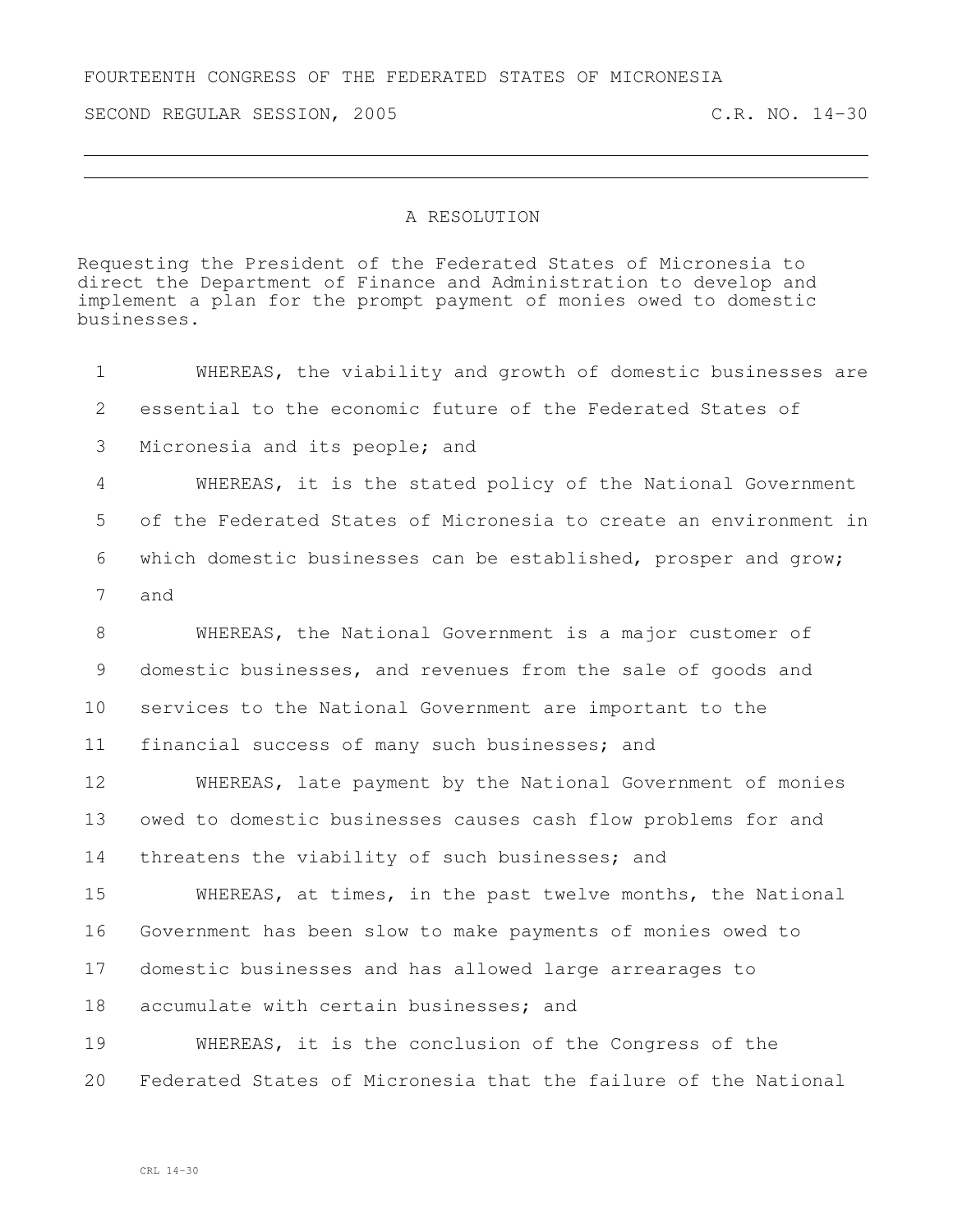FOURTEENTH CONGRESS OF THE FEDERATED STATES OF MICRONESIA

SECOND REGULAR SESSION, 2005 C.R. NO. 14-30

---

# A RESOLUTION

Requesting the President of the Federated States of Micronesia to direct the Department of Finance and Administration to develop and implement a plan for the prompt payment of monies owed to domestic businesses.

WHEREAS, the viability and growth of domestic businesses are essential to the economic future of the Federated States of Micronesia and its people; and

WHEREAS, it is the stated policy of the National Government of the Federated States of Micronesia to create an environment in which domestic businesses can be established, prosper and grow; and

WHEREAS, the National Government is a major customer of domestic businesses, and revenues from the sale of goods and services to the National Government are important to the financial success of many such businesses; and

WHEREAS, late payment by the National Government of monies owed to domestic businesses causes cash flow problems for and threatens the viability of such businesses; and

WHEREAS, at times, in the past twelve months, the National Government has been slow to make payments of monies owed to domestic businesses and has allowed large arrearages to accumulate with certain businesses; and

WHEREAS, it is the conclusion of the Congress of the Federated States of Micronesia that the failure of the National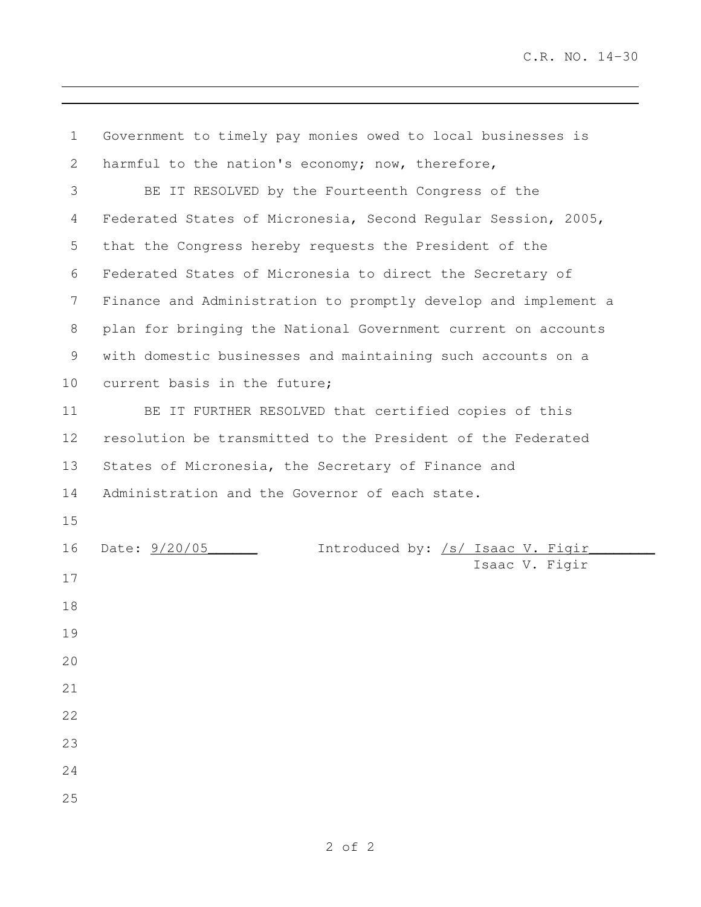Government to timely pay monies owed to local businesses is harmful to the nation's economy; now, therefore,

BE IT RESOLVED by the Fourteenth Congress of the Federated States of Micronesia, Second Regular Session, 2005, that the Congress hereby requests the President of the Federated States of Micronesia to direct the Secretary of Finance and Administration to promptly develop and implement a plan for bringing the National Government current on accounts with domestic businesses and maintaining such accounts on a current basis in the future;

BE IT FURTHER RESOLVED that certified copies of this resolution be transmitted to the President of the Federated States of Micronesia, the Secretary of Finance and Administration and the Governor of each state.

Date: 9/20/05

Introduced by: /s/ Isaac V. Figir
Isaac V. Figir